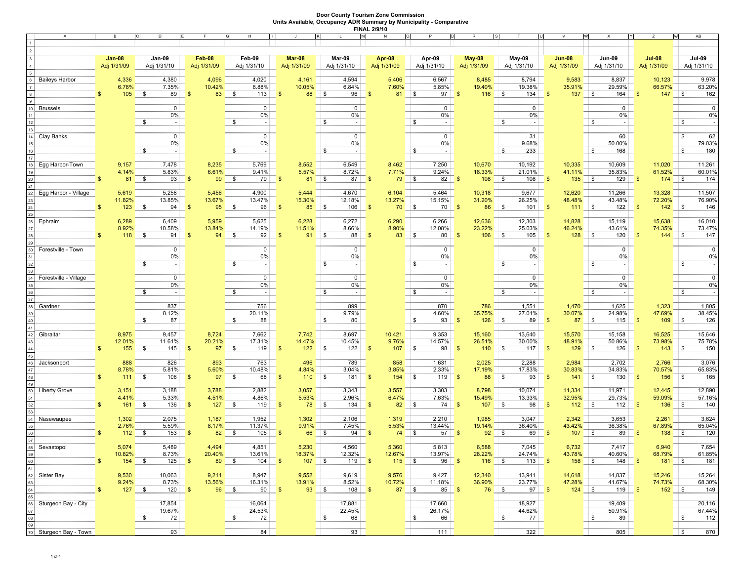**Door County Tourism Zone Commission**
**Units Available, Occupancy ADR Summary by Municipality - Comparative**
**FINAL 2/9/10**

| | Jan-08 | Jan-09 | Feb-08 | Feb-09 | Mar-08 | Mar-09 | Apr-08 | Apr-09 | May-08 | May-09 | Jun-08 | Jun-09 | Jul-08 | Jul-09 |
|---|---|---|---|---|---|---|---|---|---|---|---|---|---|---|
| | Adj 1/31/09 | Adj 1/31/10 | Adj 1/31/09 | Adj 1/31/10 | Adj 1/31/09 | Adj 1/31/10 | Adj 1/31/09 | Adj 1/31/10 | Adj 1/31/09 | Adj 1/31/10 | Adj 1/31/09 | Adj 1/31/10 | Adj 1/31/09 | Adj 1/31/10 |
| Baileys Harbor | 4,336 | 4,380 | 4,096 | 4,020 | 4,161 | 4,594 | 5,406 | 6,567 | 8,485 | 8,794 | 9,583 | 8,837 | 10,123 | 9,978 |
| | 6.78% | 7.35% | 10.42% | 8.88% | 10.05% | 6.84% | 7.60% | 5.85% | 19.40% | 19.38% | 35.91% | 29.59% | 66.57% | 63.20% |
| | $ 105 | $ 89 | $ 83 | $ 113 | $ 88 | $ 96 | $ 81 | $ 97 | $ 116 | $ 134 | $ 137 | $ 164 | $ 147 | $ 162 |
| Brussels | | 0 | | 0 | | 0 | | 0 | | 0 | | 0 | | 0 |
| | | 0% | | 0% | | 0% | | 0% | | 0% | | 0% | | 0% |
| | | $ - | | $ - | | $ - | | $ - | | $ - | | $ - | | $ - |
| Clay Banks | | 0 | | 0 | | 0 | | 0 | | 31 | | 60 | | $ 62 |
| | | 0% | | 0% | | 0% | | 0% | | 9.68% | | 50.00% | | 79.03% |
| | | $ - | | $ - | | $ - | | $ - | | $ 233 | | $ 168 | | $ 180 |
| Egg Harbor-Town | 9,157 | 7,478 | 8,235 | 5,769 | 8,552 | 6,549 | 8,462 | 7,250 | 10,670 | 10,192 | 10,335 | 10,609 | 11,020 | 11,261 |
| | 4.14% | 5.83% | 6.61% | 9.41% | 5.57% | 8.72% | 7.71% | 9.24% | 18.33% | 21.01% | 41.11% | 35.83% | 61.52% | 60.01% |
| | $ 81 | $ 93 | $ 99 | $ 79 | $ 81 | $ 87 | $ 79 | $ 82 | $ 108 | $ 108 | $ 135 | $ 129 | $ 174 | $ 174 |
| Egg Harbor - Village | 5,619 | 5,258 | 5,456 | 4,900 | 5,444 | 4,670 | 6,104 | 5,464 | 10,318 | 9,677 | 12,620 | 11,266 | 13,328 | 11,507 |
| | 11.82% | 13.85% | 13.67% | 13.47% | 15.30% | 12.18% | 13.27% | 15.15% | 31.20% | 26.25% | 48.48% | 43.48% | 72.20% | 76.90% |
| | $ 123 | $ 94 | $ 95 | $ 96 | $ 85 | $ 106 | $ 70 | $ 70 | $ 86 | $ 101 | $ 111 | $ 122 | $ 142 | $ 146 |
| Ephraim | 6,289 | 6,409 | 5,959 | 5,625 | 6,228 | 6,272 | 6,290 | 6,266 | 12,636 | 12,303 | 14,828 | 15,119 | 15,638 | 16,010 |
| | 8.92% | 10.58% | 13.84% | 14.19% | 11.51% | 8.66% | 8.90% | 12.08% | 23.22% | 25.03% | 46.24% | 43.61% | 74.35% | 73.47% |
| | $ 118 | $ 91 | $ 94 | $ 92 | $ 91 | $ 88 | $ 83 | $ 80 | $ 106 | $ 105 | $ 128 | $ 120 | $ 144 | $ 147 |
| Forestville - Town | | 0 | | 0 | | 0 | | 0 | | 0 | | 0 | | 0 |
| | | 0% | | 0% | | 0% | | 0% | | 0% | | 0% | | 0% |
| | | $ - | | $ - | | $ - | | $ - | | $ - | | $ - | | $ - |
| Forestville - Village | | 0 | | 0 | | 0 | | 0 | | 0 | | 0 | | 0 |
| | | 0% | | 0% | | 0% | | 0% | | 0% | | 0% | | 0% |
| | | $ - | | $ - | | $ - | | $ - | | $ - | | $ - | | $ - |
| Gardner | | 837 | | 756 | | 899 | | 870 | 786 | 1,551 | 1,470 | 1,625 | 1,323 | 1,805 |
| | | 8.12% | | 20.11% | | 9.79% | | 4.60% | 35.75% | 27.01% | 30.07% | 24.98% | 47.69% | 38.45% |
| | | $ 87 | | $ 88 | | $ 80 | | $ 93 | $ 126 | $ 89 | $ 87 | $ 115 | $ 109 | $ 126 |
| Gibraltar | 8,975 | 9,457 | 8,724 | 7,662 | 7,742 | 8,697 | 10,421 | 9,353 | 15,160 | 13,640 | 15,570 | 15,158 | 16,525 | 15,646 |
| | 12.01% | 11.61% | 20.21% | 17.31% | 14.47% | 10.45% | 9.76% | 14.57% | 26.51% | 30.00% | 48.91% | 50.86% | 73.98% | 75.78% |
| | $ 155 | $ 145 | $ 97 | $ 119 | $ 122 | $ 122 | $ 107 | $ 98 | $ 110 | $ 117 | $ 129 | $ 126 | $ 143 | $ 150 |
| Jacksonport | 888 | 826 | 893 | 763 | 496 | 789 | 858 | 1,631 | 2,025 | 2,288 | 2,984 | 2,702 | 2,766 | 3,076 |
| | 8.78% | 5.81% | 5.60% | 10.48% | 4.84% | 3.04% | 3.85% | 2.33% | 17.19% | 17.83% | 30.83% | 34.83% | 70.57% | 65.83% |
| | $ 111 | $ 106 | $ 97 | $ 68 | $ 110 | $ 181 | $ 154 | $ 119 | $ 88 | $ 93 | $ 141 | $ 130 | $ 156 | $ 165 |
| Liberty Grove | 3,151 | 3,188 | 3,788 | 2,882 | 3,057 | 3,343 | 3,557 | 3,303 | 8,798 | 10,074 | 11,334 | 11,971 | 12,445 | 12,890 |
| | 4.41% | 5.33% | 4.51% | 4.86% | 5.53% | 2.96% | 6.47% | 7.63% | 15.49% | 13.33% | 32.95% | 29.73% | 59.09% | 57.16% |
| | $ 161 | $ 136 | $ 127 | $ 119 | $ 78 | $ 134 | $ 82 | $ 74 | $ 107 | $ 98 | $ 112 | $ 112 | $ 136 | $ 140 |
| Nasewaupee | 1,302 | 2,075 | 1,187 | 1,952 | 1,302 | 2,106 | 1,319 | 2,210 | 1,985 | 3,047 | 2,342 | 3,653 | 2,261 | 3,624 |
| | 2.76% | 5.59% | 8.17% | 11.37% | 9.91% | 7.45% | 5.53% | 13.44% | 19.14% | 36.40% | 43.42% | 36.38% | 67.89% | 65.04% |
| | $ 112 | $ 153 | $ 82 | $ 105 | $ 66 | $ 94 | $ 74 | $ 57 | $ 92 | $ 69 | $ 107 | $ 89 | $ 138 | $ 120 |
| Sevastopol | 5,074 | 5,489 | 4,494 | 4,851 | 5,230 | 4,560 | 5,360 | 5,813 | 6,588 | 7,045 | 6,732 | 7,417 | 6,940 | 7,654 |
| | 10.82% | 8.73% | 20.40% | 13.61% | 18.37% | 12.32% | 12.67% | 13.97% | 28.22% | 24.74% | 43.78% | 40.60% | 68.79% | 61.85% |
| | $ 154 | $ 125 | $ 89 | $ 104 | $ 107 | $ 119 | $ 115 | $ 96 | $ 116 | $ 113 | $ 158 | $ 148 | $ 181 | $ 181 |
| Sister Bay | 9,530 | 10,063 | 9,211 | 8,947 | 9,552 | 9,619 | 9,576 | 9,427 | 12,340 | 13,941 | 14,618 | 14,837 | 15,246 | 15,264 |
| | 9.24% | 8.73% | 13.56% | 16.31% | 13.91% | 8.52% | 10.72% | 11.18% | 36.90% | 23.77% | 47.28% | 41.67% | 74.73% | 68.30% |
| | $ 127 | $ 120 | $ 96 | $ 90 | $ 93 | $ 108 | $ 87 | $ 85 | $ 76 | $ 97 | $ 124 | $ 119 | $ 152 | $ 149 |
| Sturgeon Bay - City | | 17,854 | | 16,064 | | 17,881 | | 17,660 | | 18,927 | | 19,409 | | 20,116 |
| | | 19.67% | | 24.53% | | 22.45% | | 26.17% | | 44.62% | | 50.91% | | 67.44% |
| | | $ 72 | | $ 72 | | $ 68 | | $ 66 | | $ 77 | | $ 89 | | $ 112 |
| Sturgeon Bay - Town | | 93 | | 84 | | 93 | | 111 | | 322 | | 805 | | $ 870 |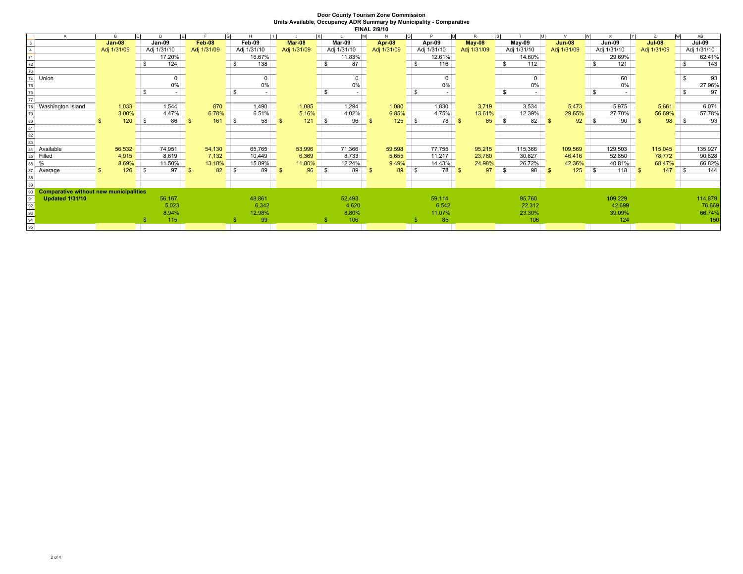**Door County Tourism Zone Commission**
**Units Available, Occupancy ADR Summary by Municipality - Comparative**
**FINAL 2/9/10**

| | Jan-08 | Jan-09 | Feb-08 | Feb-09 | Mar-08 | Mar-09 | Apr-08 | Apr-09 | May-08 | May-09 | Jun-08 | Jun-09 | Jul-08 | Jul-09 |
|---|---|---|---|---|---|---|---|---|---|---|---|---|---|---|
| | Adj 1/31/09 | Adj 1/31/10 | Adj 1/31/09 | Adj 1/31/10 | Adj 1/31/09 | Adj 1/31/10 | Adj 1/31/09 | Adj 1/31/10 | Adj 1/31/09 | Adj 1/31/10 | Adj 1/31/09 | Adj 1/31/10 | Adj 1/31/09 | Adj 1/31/10 |
| | | 17.20% | | 16.67% | | 11.83% | | 12.61% | | 14.60% | | 29.69% | | 62.41% |
| | | $ 124 | | $ 138 | | $ 87 | | $ 116 | | $ 112 | | $ 121 | | $ 143 |
| | | | | | | | | | | | | | | |
| Union | | 0 | | 0 | | 0 | | 0 | | 0 | | 60 | | $ 93 |
| | | 0% | | 0% | | 0% | | 0% | | 0% | | 0% | | 27.96% |
| | | $ - | | $ - | | $ - | | $ - | | $ - | | $ - | | $ 97 |
| | | | | | | | | | | | | | | |
| Washington Island | 1,033 | 1,544 | 870 | 1,490 | 1,085 | 1,294 | 1,080 | 1,830 | 3,719 | 3,534 | 5,473 | 5,975 | 5,661 | 6,071 |
| | 3.00% | 4.47% | 6.78% | 6.51% | 5.16% | 4.02% | 6.85% | 4.75% | 13.61% | 12.39% | 29.65% | 27.70% | 56.69% | 57.78% |
| | $ 120 | $ 86 | $ 161 | $ 58 | $ 121 | $ 96 | $ 125 | $ 78 | $ 85 | $ 82 | $ 92 | $ 90 | $ 98 | $ 93 |
| | | | | | | | | | | | | | | |
| Available | 56,532 | 74,951 | 54,130 | 65,765 | 53,996 | 71,366 | 59,598 | 77,755 | 95,215 | 115,366 | 109,569 | 129,503 | 115,045 | 135,927 |
| Filled | 4,915 | 8,619 | 7,132 | 10,449 | 6,369 | 8,733 | 5,655 | 11,217 | 23,780 | 30,827 | 46,416 | 52,850 | 78,772 | 90,828 |
| % | 8.69% | 11.50% | 13.18% | 15.89% | 11.80% | 12.24% | 9.49% | 14.43% | 24.98% | 26.72% | 42.36% | 40.81% | 68.47% | 66.82% |
| Average | $ 126 | $ 97 | $ 82 | $ 89 | $ 96 | $ 89 | $ 89 | $ 78 | $ 97 | $ 98 | $ 125 | $ 118 | $ 147 | $ 144 |
| | | | | | | | | | | | | | | |
| **Comparative without new municipalities** | | | | | | | | | | | | | | |
| **Updated 1/31/10** | | 56,167 | | 48,861 | | 52,493 | | 59,114 | | 95,760 | | 109,229 | | 114,879 |
| | | 5,023 | | 6,342 | | 4,620 | | 6,542 | | 22,312 | | 42,699 | | 76,669 |
| | | 8.94% | | 12.98% | | 8.80% | | 11.07% | | 23.30% | | 39.09% | | 66.74% |
| | | $ 115 | | $ 99 | | $ 106 | | $ 85 | | 106 | | 124 | | 150 |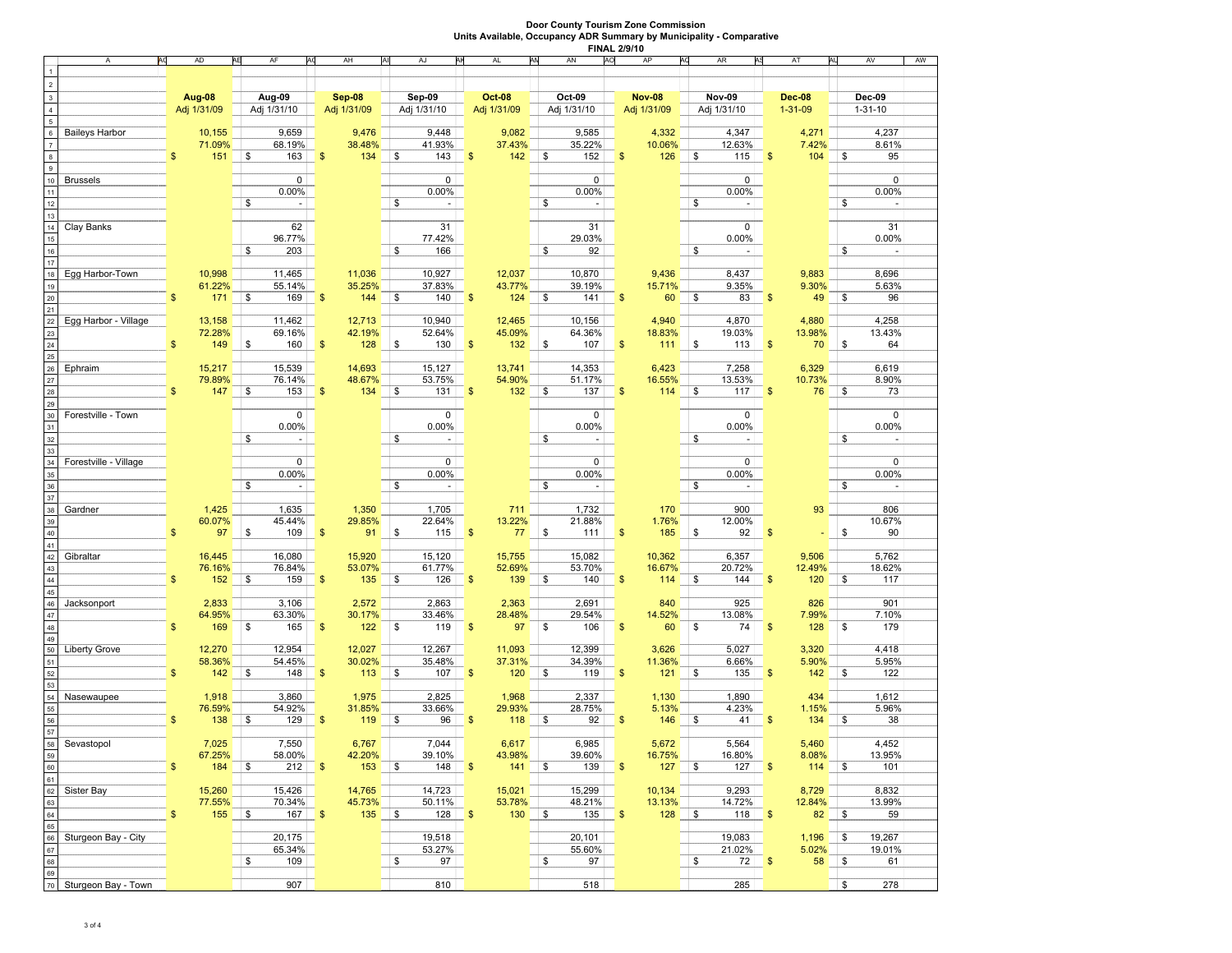# Door County Tourism Zone Commission

## Units Available, Occupancy ADR Summary by Municipality - Comparative

**FINAL 2/9/10**

| | Aug-08 | Aug-09 | Sep-08 | Sep-09 | Oct-08 | Oct-09 | Nov-08 | Nov-09 | Dec-08 | Dec-09 |
|---|---|---|---|---|---|---|---|---|---|---|
| | Adj 1/31/09 | Adj 1/31/10 | Adj 1/31/09 | Adj 1/31/10 | Adj 1/31/09 | Adj 1/31/10 | Adj 1/31/09 | Adj 1/31/10 | 1-31-09 | 1-31-10 |
| Baileys Harbor | 10,155 | 9,659 | 9,476 | 9,448 | 9,082 | 9,585 | 4,332 | 4,347 | 4,271 | 4,237 |
| | 71.09% | 68.19% | 38.48% | 41.93% | 37.43% | 35.22% | 10.06% | 12.63% | 7.42% | 8.61% |
| | $ 151 | $ 163 | $ 134 | $ 143 | $ 142 | $ 152 | $ 126 | $ 115 | $ 104 | $ 95 |
| Brussels | | 0 | | 0 | | 0 | | 0 | | 0 |
| | | 0.00% | | 0.00% | | 0.00% | | 0.00% | | 0.00% |
| | | $ - | | $ - | | $ - | | $ - | | $ - |
| Clay Banks | | 62 | | 31 | | 31 | | 0 | | 31 |
| | | 96.77% | | 77.42% | | 29.03% | | 0.00% | | 0.00% |
| | | $ 203 | | $ 166 | | $ 92 | | $ - | | $ - |
| Egg Harbor-Town | 10,998 | 11,465 | 11,036 | 10,927 | 12,037 | 10,870 | 9,436 | 8,437 | 9,883 | 8,696 |
| | 61.22% | 55.14% | 35.25% | 37.83% | 43.77% | 39.19% | 15.71% | 9.35% | 9.30% | 5.63% |
| | $ 171 | $ 169 | $ 144 | $ 140 | $ 124 | $ 141 | $ 60 | $ 83 | $ 49 | $ 96 |
| Egg Harbor - Village | 13,158 | 11,462 | 12,713 | 10,940 | 12,465 | 10,156 | 4,940 | 4,870 | 4,880 | 4,258 |
| | 72.28% | 69.16% | 42.19% | 52.64% | 45.09% | 64.36% | 18.83% | 19.03% | 13.98% | 13.43% |
| | $ 149 | $ 160 | $ 128 | $ 130 | $ 132 | $ 107 | $ 111 | $ 113 | $ 70 | $ 64 |
| Ephraim | 15,217 | 15,539 | 14,693 | 15,127 | 13,741 | 14,353 | 6,423 | 7,258 | 6,329 | 6,619 |
| | 79.89% | 76.14% | 48.67% | 53.75% | 54.90% | 51.17% | 16.55% | 13.53% | 10.73% | 8.90% |
| | $ 147 | $ 153 | $ 134 | $ 131 | $ 132 | $ 137 | $ 114 | $ 117 | $ 76 | $ 73 |
| Forestville - Town | | 0 | | 0 | | 0 | | 0 | | 0 |
| | | 0.00% | | 0.00% | | 0.00% | | 0.00% | | 0.00% |
| | | $ - | | $ - | | $ - | | $ - | | $ - |
| Forestville - Village | | 0 | | 0 | | 0 | | 0 | | 0 |
| | | 0.00% | | 0.00% | | 0.00% | | 0.00% | | 0.00% |
| | | $ - | | $ - | | $ - | | $ - | | $ - |
| Gardner | 1,425 | 1,635 | 1,350 | 1,705 | 711 | 1,732 | 170 | 900 | 93 | 806 |
| | 60.07% | 45.44% | 29.85% | 22.64% | 13.22% | 21.88% | 1.76% | 12.00% | | 10.67% |
| | $ 97 | $ 109 | $ 91 | $ 115 | $ 77 | $ 111 | $ 185 | $ 92 | $ - | $ 90 |
| Gibraltar | 16,445 | 16,080 | 15,920 | 15,120 | 15,755 | 15,082 | 10,362 | 6,357 | 9,506 | 5,762 |
| | 76.16% | 76.84% | 53.07% | 61.77% | 52.69% | 53.70% | 16.67% | 20.72% | 12.49% | 18.62% |
| | $ 152 | $ 159 | $ 135 | $ 126 | $ 139 | $ 140 | $ 114 | $ 144 | $ 120 | $ 117 |
| Jacksonport | 2,833 | 3,106 | 2,572 | 2,863 | 2,363 | 2,691 | 840 | 925 | 826 | 901 |
| | 64.95% | 63.30% | 30.17% | 33.46% | 28.48% | 29.54% | 14.52% | 13.08% | 7.99% | 7.10% |
| | $ 169 | $ 165 | $ 122 | $ 119 | $ 97 | $ 106 | $ 60 | $ 74 | $ 128 | $ 179 |
| Liberty Grove | 12,270 | 12,954 | 12,027 | 12,267 | 11,093 | 12,399 | 3,626 | 5,027 | 3,320 | 4,418 |
| | 58.36% | 54.45% | 30.02% | 35.48% | 37.31% | 34.39% | 11.36% | 6.66% | 5.90% | 5.95% |
| | $ 142 | $ 148 | $ 113 | $ 107 | $ 120 | $ 119 | $ 121 | $ 135 | $ 142 | $ 122 |
| Nasewaupee | 1,918 | 3,860 | 1,975 | 2,825 | 1,968 | 2,337 | 1,130 | 1,890 | 434 | 1,612 |
| | 76.59% | 54.92% | 31.85% | 33.66% | 29.93% | 28.75% | 5.13% | 4.23% | 1.15% | 5.96% |
| | $ 138 | $ 129 | $ 119 | $ 96 | $ 118 | $ 92 | $ 146 | $ 41 | $ 134 | $ 38 |
| Sevastopol | 7,025 | 7,550 | 6,767 | 7,044 | 6,617 | 6,985 | 5,672 | 5,564 | 5,460 | 4,452 |
| | 67.25% | 58.00% | 42.20% | 39.10% | 43.98% | 39.60% | 16.75% | 16.80% | 8.08% | 13.95% |
| | $ 184 | $ 212 | $ 153 | $ 148 | $ 141 | $ 139 | $ 127 | $ 127 | $ 114 | $ 101 |
| Sister Bay | 15,260 | 15,426 | 14,765 | 14,723 | 15,021 | 15,299 | 10,134 | 9,293 | 8,729 | 8,832 |
| | 77.55% | 70.34% | 45.73% | 50.11% | 53.78% | 48.21% | 13.13% | 14.72% | 12.84% | 13.99% |
| | $ 155 | $ 167 | $ 135 | $ 128 | $ 130 | $ 135 | $ 128 | $ 118 | $ 82 | $ 59 |
| Sturgeon Bay - City | | 20,175 | | 19,518 | | 20,101 | | 19,083 | 1,196 | $ 19,267 |
| | | 65.34% | | 53.27% | | 55.60% | | 21.02% | 5.02% | 19.01% |
| | | $ 109 | | $ 97 | | $ 97 | | $ 72 | $ 58 | $ 61 |
| Sturgeon Bay - Town | | 907 | | 810 | | 518 | | 285 | | $ 278 |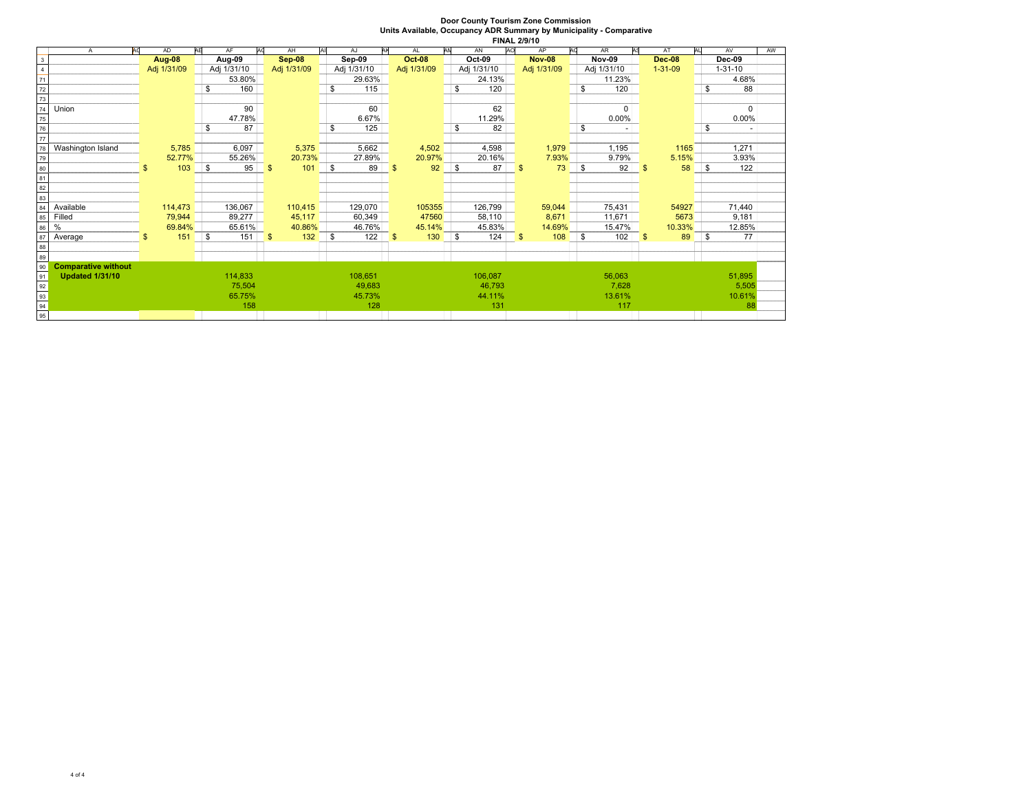# Door County Tourism Zone Commission
## Units Available, Occupancy ADR Summary by Municipality - Comparative
### FINAL 2/9/10

| | Aug-08 | Aug-09 | Sep-08 | Sep-09 | Oct-08 | Oct-09 | Nov-08 | Nov-09 | Dec-08 | Dec-09 |
|---|---|---|---|---|---|---|---|---|---|---|
| | Adj 1/31/09 | Adj 1/31/10 | Adj 1/31/09 | Adj 1/31/10 | Adj 1/31/09 | Adj 1/31/10 | Adj 1/31/09 | Adj 1/31/10 | 1-31-09 | 1-31-10 |
| | | 53.80% | | 29.63% | | 24.13% | | 11.23% | | 4.68% |
| | | $ 160 | | $ 115 | | $ 120 | | $ 120 | | $ 88 |
| | | | | | | | | | | |
| Union | | 90 | | 60 | | 62 | | 0 | | 0 |
| | | 47.78% | | 6.67% | | 11.29% | | 0.00% | | 0.00% |
| | | $ 87 | | $ 125 | | $ 82 | | $ - | | $ - |
| | | | | | | | | | | |
| Washington Island | 5,785 | 6,097 | 5,375 | 5,662 | 4,502 | 4,598 | 1,979 | 1,195 | 1165 | 1,271 |
| | 52.77% | 55.26% | 20.73% | 27.89% | 20.97% | 20.16% | 7.93% | 9.79% | 5.15% | 3.93% |
| | $ 103 | $ 95 | $ 101 | $ 89 | $ 92 | $ 87 | $ 73 | $ 92 | $ 58 | $ 122 |
| | | | | | | | | | | |
| Available | 114,473 | 136,067 | 110,415 | 129,070 | 105355 | 126,799 | 59,044 | 75,431 | 54927 | 71,440 |
| Filled | 79,944 | 89,277 | 45,117 | 60,349 | 47560 | 58,110 | 8,671 | 11,671 | 5673 | 9,181 |
| % | 69.84% | 65.61% | 40.86% | 46.76% | 45.14% | 45.83% | 14.69% | 15.47% | 10.33% | 12.85% |
| Average | $ 151 | $ 151 | $ 132 | $ 122 | $ 130 | $ 124 | $ 108 | $ 102 | $ 89 | $ 77 |
| | | | | | | | | | | |
| **Comparative without** | | | | | | | | | | |
| **Updated 1/31/10** | | 114,833 | | 108,651 | | 106,087 | | 56,063 | | 51,895 |
| | | 75,504 | | 49,683 | | 46,793 | | 7,628 | | 5,505 |
| | | 65.75% | | 45.73% | | 44.11% | | 13.61% | | 10.61% |
| | | 158 | | 128 | | 131 | | 117 | | 88 |